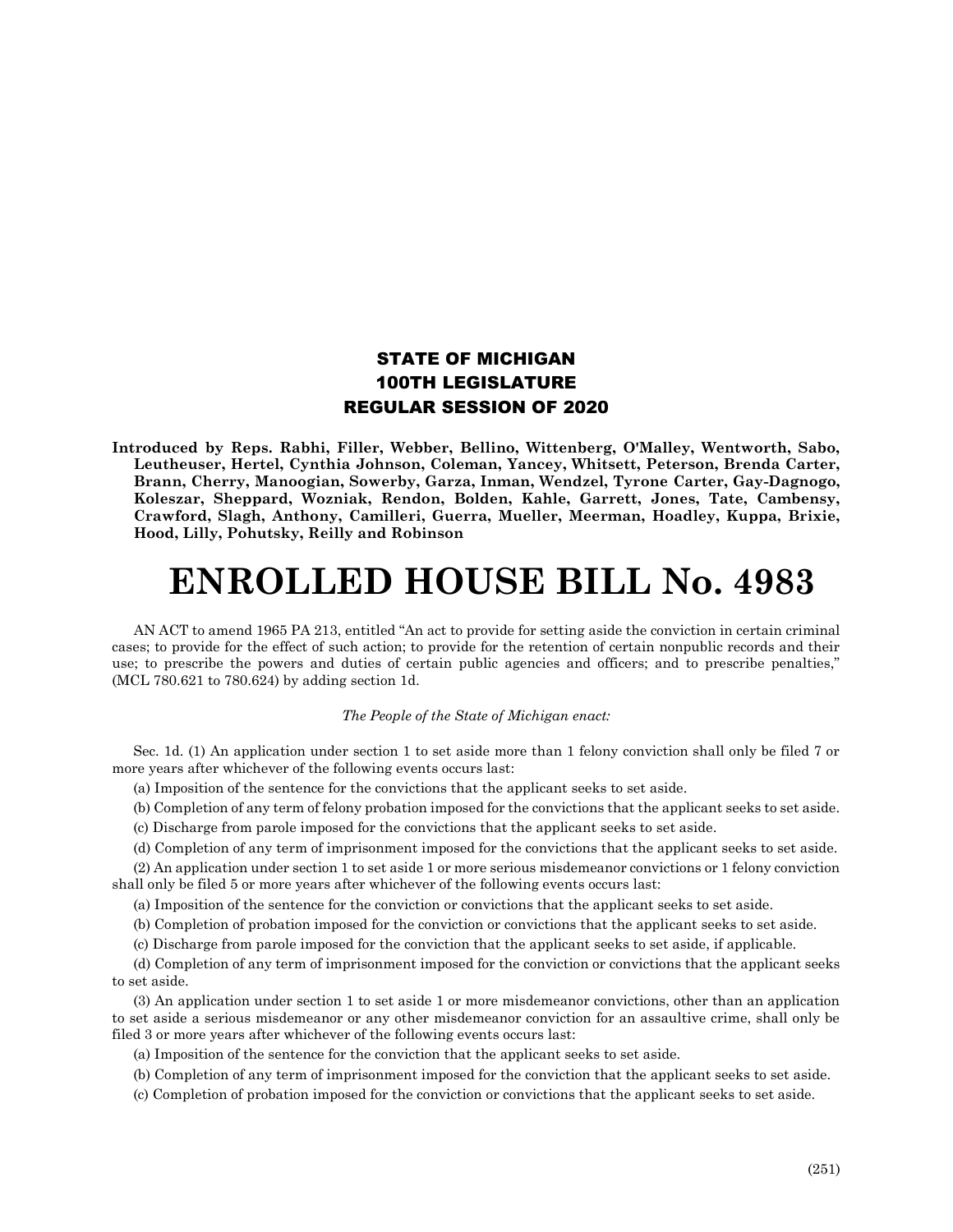**STATE OF MICHIGAN**
**100TH LEGISLATURE**
**REGULAR SESSION OF 2020**

**Introduced by Reps. Rabhi, Filler, Webber, Bellino, Wittenberg, O'Malley, Wentworth, Sabo, Leutheuser, Hertel, Cynthia Johnson, Coleman, Yancey, Whitsett, Peterson, Brenda Carter, Brann, Cherry, Manoogian, Sowerby, Garza, Inman, Wendzel, Tyrone Carter, Gay-Dagnogo, Koleszar, Sheppard, Wozniak, Rendon, Bolden, Kahle, Garrett, Jones, Tate, Cambensy, Crawford, Slagh, Anthony, Camilleri, Guerra, Mueller, Meerman, Hoadley, Kuppa, Brixie, Hood, Lilly, Pohutsky, Reilly and Robinson**

# ENROLLED HOUSE BILL No. 4983

AN ACT to amend 1965 PA 213, entitled "An act to provide for setting aside the conviction in certain criminal cases; to provide for the effect of such action; to provide for the retention of certain nonpublic records and their use; to prescribe the powers and duties of certain public agencies and officers; and to prescribe penalties," (MCL 780.621 to 780.624) by adding section 1d.

*The People of the State of Michigan enact:*

Sec. 1d. (1) An application under section 1 to set aside more than 1 felony conviction shall only be filed 7 or more years after whichever of the following events occurs last:

(a) Imposition of the sentence for the convictions that the applicant seeks to set aside.

(b) Completion of any term of felony probation imposed for the convictions that the applicant seeks to set aside.

(c) Discharge from parole imposed for the convictions that the applicant seeks to set aside.

(d) Completion of any term of imprisonment imposed for the convictions that the applicant seeks to set aside.

(2) An application under section 1 to set aside 1 or more serious misdemeanor convictions or 1 felony conviction shall only be filed 5 or more years after whichever of the following events occurs last:

(a) Imposition of the sentence for the conviction or convictions that the applicant seeks to set aside.

(b) Completion of probation imposed for the conviction or convictions that the applicant seeks to set aside.

(c) Discharge from parole imposed for the conviction that the applicant seeks to set aside, if applicable.

(d) Completion of any term of imprisonment imposed for the conviction or convictions that the applicant seeks to set aside.

(3) An application under section 1 to set aside 1 or more misdemeanor convictions, other than an application to set aside a serious misdemeanor or any other misdemeanor conviction for an assaultive crime, shall only be filed 3 or more years after whichever of the following events occurs last:

(a) Imposition of the sentence for the conviction that the applicant seeks to set aside.

(b) Completion of any term of imprisonment imposed for the conviction that the applicant seeks to set aside.

(c) Completion of probation imposed for the conviction or convictions that the applicant seeks to set aside.

(251)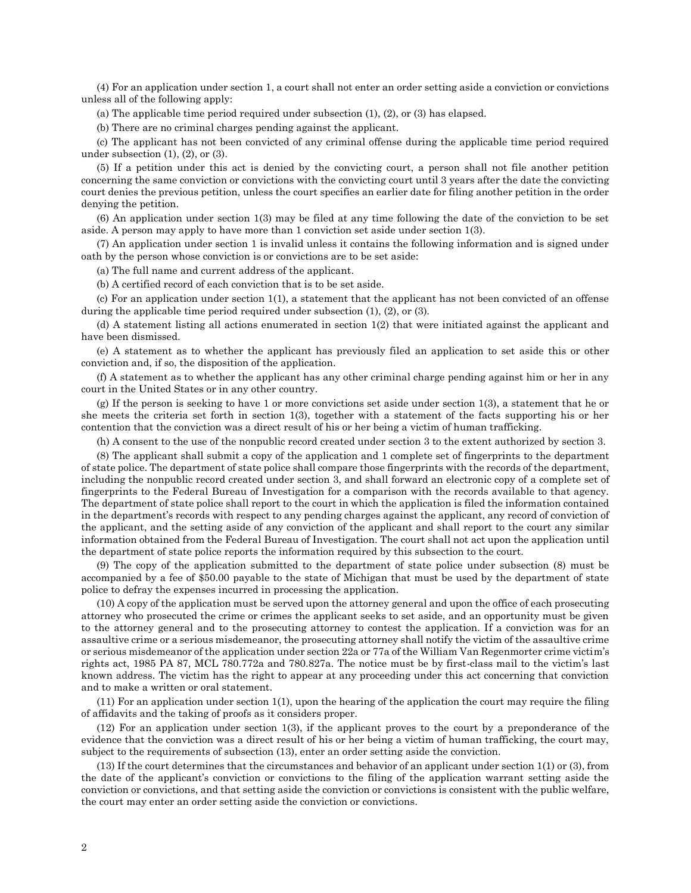(4) For an application under section 1, a court shall not enter an order setting aside a conviction or convictions unless all of the following apply:

(a) The applicable time period required under subsection (1), (2), or (3) has elapsed.

(b) There are no criminal charges pending against the applicant.

(c) The applicant has not been convicted of any criminal offense during the applicable time period required under subsection (1), (2), or (3).

(5) If a petition under this act is denied by the convicting court, a person shall not file another petition concerning the same conviction or convictions with the convicting court until 3 years after the date the convicting court denies the previous petition, unless the court specifies an earlier date for filing another petition in the order denying the petition.

(6) An application under section 1(3) may be filed at any time following the date of the conviction to be set aside. A person may apply to have more than 1 conviction set aside under section 1(3).

(7) An application under section 1 is invalid unless it contains the following information and is signed under oath by the person whose conviction is or convictions are to be set aside:

(a) The full name and current address of the applicant.

(b) A certified record of each conviction that is to be set aside.

(c) For an application under section 1(1), a statement that the applicant has not been convicted of an offense during the applicable time period required under subsection (1), (2), or (3).

(d) A statement listing all actions enumerated in section 1(2) that were initiated against the applicant and have been dismissed.

(e) A statement as to whether the applicant has previously filed an application to set aside this or other conviction and, if so, the disposition of the application.

(f) A statement as to whether the applicant has any other criminal charge pending against him or her in any court in the United States or in any other country.

(g) If the person is seeking to have 1 or more convictions set aside under section 1(3), a statement that he or she meets the criteria set forth in section 1(3), together with a statement of the facts supporting his or her contention that the conviction was a direct result of his or her being a victim of human trafficking.

(h) A consent to the use of the nonpublic record created under section 3 to the extent authorized by section 3.

(8) The applicant shall submit a copy of the application and 1 complete set of fingerprints to the department of state police. The department of state police shall compare those fingerprints with the records of the department, including the nonpublic record created under section 3, and shall forward an electronic copy of a complete set of fingerprints to the Federal Bureau of Investigation for a comparison with the records available to that agency. The department of state police shall report to the court in which the application is filed the information contained in the department's records with respect to any pending charges against the applicant, any record of conviction of the applicant, and the setting aside of any conviction of the applicant and shall report to the court any similar information obtained from the Federal Bureau of Investigation. The court shall not act upon the application until the department of state police reports the information required by this subsection to the court.

(9) The copy of the application submitted to the department of state police under subsection (8) must be accompanied by a fee of $50.00 payable to the state of Michigan that must be used by the department of state police to defray the expenses incurred in processing the application.

(10) A copy of the application must be served upon the attorney general and upon the office of each prosecuting attorney who prosecuted the crime or crimes the applicant seeks to set aside, and an opportunity must be given to the attorney general and to the prosecuting attorney to contest the application. If a conviction was for an assaultive crime or a serious misdemeanor, the prosecuting attorney shall notify the victim of the assaultive crime or serious misdemeanor of the application under section 22a or 77a of the William Van Regenmorter crime victim's rights act, 1985 PA 87, MCL 780.772a and 780.827a. The notice must be by first-class mail to the victim's last known address. The victim has the right to appear at any proceeding under this act concerning that conviction and to make a written or oral statement.

(11) For an application under section 1(1), upon the hearing of the application the court may require the filing of affidavits and the taking of proofs as it considers proper.

(12) For an application under section 1(3), if the applicant proves to the court by a preponderance of the evidence that the conviction was a direct result of his or her being a victim of human trafficking, the court may, subject to the requirements of subsection (13), enter an order setting aside the conviction.

(13) If the court determines that the circumstances and behavior of an applicant under section 1(1) or (3), from the date of the applicant's conviction or convictions to the filing of the application warrant setting aside the conviction or convictions, and that setting aside the conviction or convictions is consistent with the public welfare, the court may enter an order setting aside the conviction or convictions.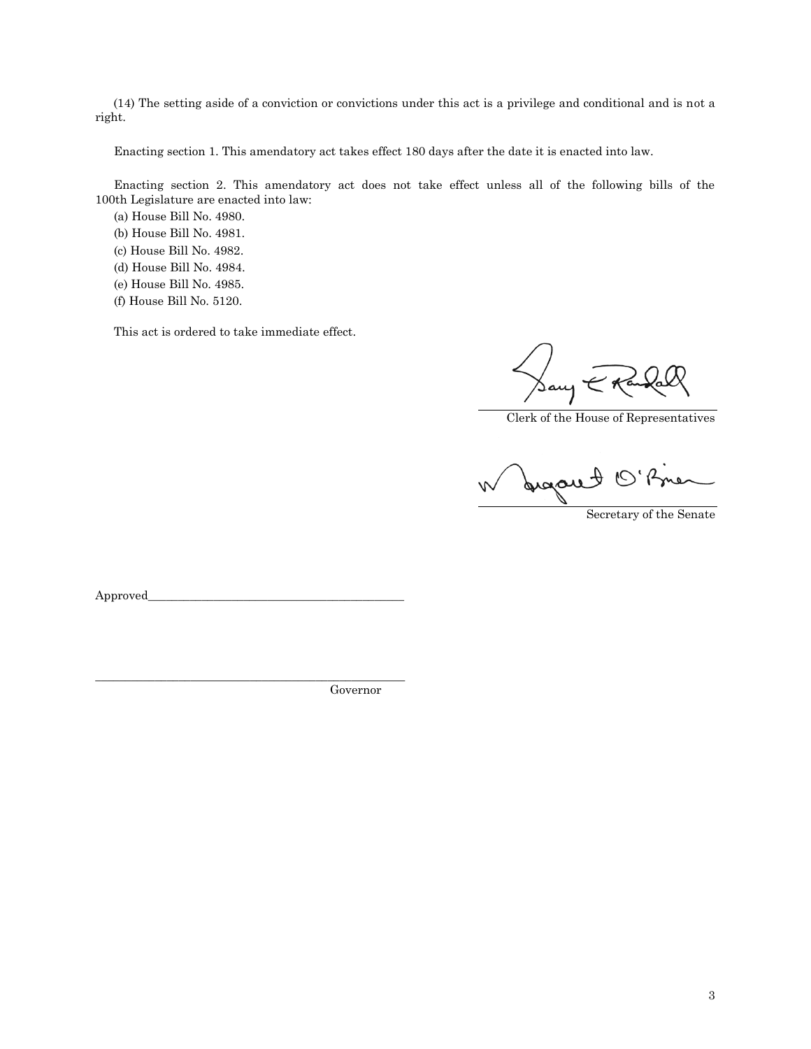(14) The setting aside of a conviction or convictions under this act is a privilege and conditional and is not a right.

Enacting section 1. This amendatory act takes effect 180 days after the date it is enacted into law.

Enacting section 2. This amendatory act does not take effect unless all of the following bills of the 100th Legislature are enacted into law:

(a) House Bill No. 4980.

(b) House Bill No. 4981.

(c) House Bill No. 4982.

(d) House Bill No. 4984.

(e) House Bill No. 4985.

(f) House Bill No. 5120.

This act is ordered to take immediate effect.

Clerk of the House of Representatives

Secretary of the Senate

Approved\_\_\_\_\_\_\_\_\_\_\_\_\_\_\_\_\_\_\_\_\_\_\_\_\_\_\_\_\_\_\_\_\_\_\_\_\_\_\_\_\_\_\_\_

\_\_\_\_\_\_\_\_\_\_\_\_\_\_\_\_\_\_\_\_\_\_\_\_\_\_\_\_\_\_\_\_\_\_\_\_\_\_\_\_\_\_\_\_\_\_\_\_\_\_\_\_\_\_\_

Governor